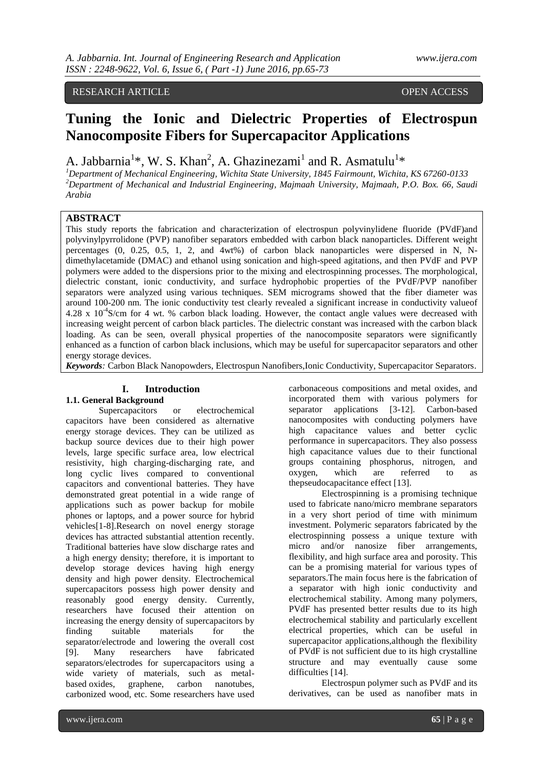RESEARCH ARTICLE OPEN ACCESS

# Tuning the Ionic and Dielectric Properties of Electrospun Nanocomposite Fibers for Supercapacitor Applications

A. Jabbarnia[1]*, W. S. Khan[2], A. Ghazinezami[1] and R. Asmatulu[1]*

[1]Department of Mechanical Engineering, Wichita State University, 1845 Fairmount, Wichita, KS 67260-0133
[2]Department of Mechanical and Industrial Engineering, Majmaah University, Majmaah, P.O. Box. 66, Saudi Arabia

## ABSTRACT

This study reports the fabrication and characterization of electrospun polyvinylidene fluoride (PVdF)and polyvinylpyrrolidone (PVP) nanofiber separators embedded with carbon black nanoparticles. Different weight percentages (0, 0.25, 0.5, 1, 2, and 4wt%) of carbon black nanoparticles were dispersed in N, N-dimethylacetamide (DMAC) and ethanol using sonication and high-speed agitations, and then PVdF and PVP polymers were added to the dispersions prior to the mixing and electrospinning processes. The morphological, dielectric constant, ionic conductivity, and surface hydrophobic properties of the PVdF/PVP nanofiber separators were analyzed using various techniques. SEM micrographs showed that the fiber diameter was around 100-200 nm. The ionic conductivity test clearly revealed a significant increase in conductivity valueof $4.28 \times 10^{-4}$S/cm for 4 wt. % carbon black loading. However, the contact angle values were decreased with increasing weight percent of carbon black particles. The dielectric constant was increased with the carbon black loading. As can be seen, overall physical properties of the nanocomposite separators were significantly enhanced as a function of carbon black inclusions, which may be useful for supercapacitor separators and other energy storage devices.

***Keywords**:* Carbon Black Nanopowders, Electrospun Nanofibers,Ionic Conductivity, Supercapacitor Separators.

## I. Introduction

### 1.1. General Background

Supercapacitors or electrochemical capacitors have been considered as alternative energy storage devices. They can be utilized as backup source devices due to their high power levels, large specific surface area, low electrical resistivity, high charging-discharging rate, and long cyclic lives compared to conventional capacitors and conventional batteries. They have demonstrated great potential in a wide range of applications such as power backup for mobile phones or laptops, and a power source for hybrid vehicles[1-8].Research on novel energy storage devices has attracted substantial attention recently. Traditional batteries have slow discharge rates and a high energy density; therefore, it is important to develop storage devices having high energy density and high power density. Electrochemical supercapacitors possess high power density and reasonably good energy density. Currently, researchers have focused their attention on increasing the energy density of supercapacitors by finding suitable materials for the separator/electrode and lowering the overall cost [9]. Many researchers have fabricated separators/electrodes for supercapacitors using a wide variety of materials, such as metal-based oxides, graphene, carbon nanotubes, carbonized wood, etc. Some researchers have used carbonaceous compositions and metal oxides, and incorporated them with various polymers for separator applications [3-12]. Carbon-based nanocomposites with conducting polymers have high capacitance values and better cyclic performance in supercapacitors. They also possess high capacitance values due to their functional groups containing phosphorus, nitrogen, and oxygen, which are referred to as thepseudocapacitance effect [13].

Electrospinning is a promising technique used to fabricate nano/micro membrane separators in a very short period of time with minimum investment. Polymeric separators fabricated by the electrospinning possess a unique texture with micro and/or nanosize fiber arrangements, flexibility, and high surface area and porosity. This can be a promising material for various types of separators.The main focus here is the fabrication of a separator with high ionic conductivity and electrochemical stability. Among many polymers, PVdF has presented better results due to its high electrochemical stability and particularly excellent electrical properties, which can be useful in supercapacitor applications,although the flexibility of PVdF is not sufficient due to its high crystalline structure and may eventually cause some difficulties [14].

Electrospun polymer such as PVdF and its derivatives, can be used as nanofiber mats in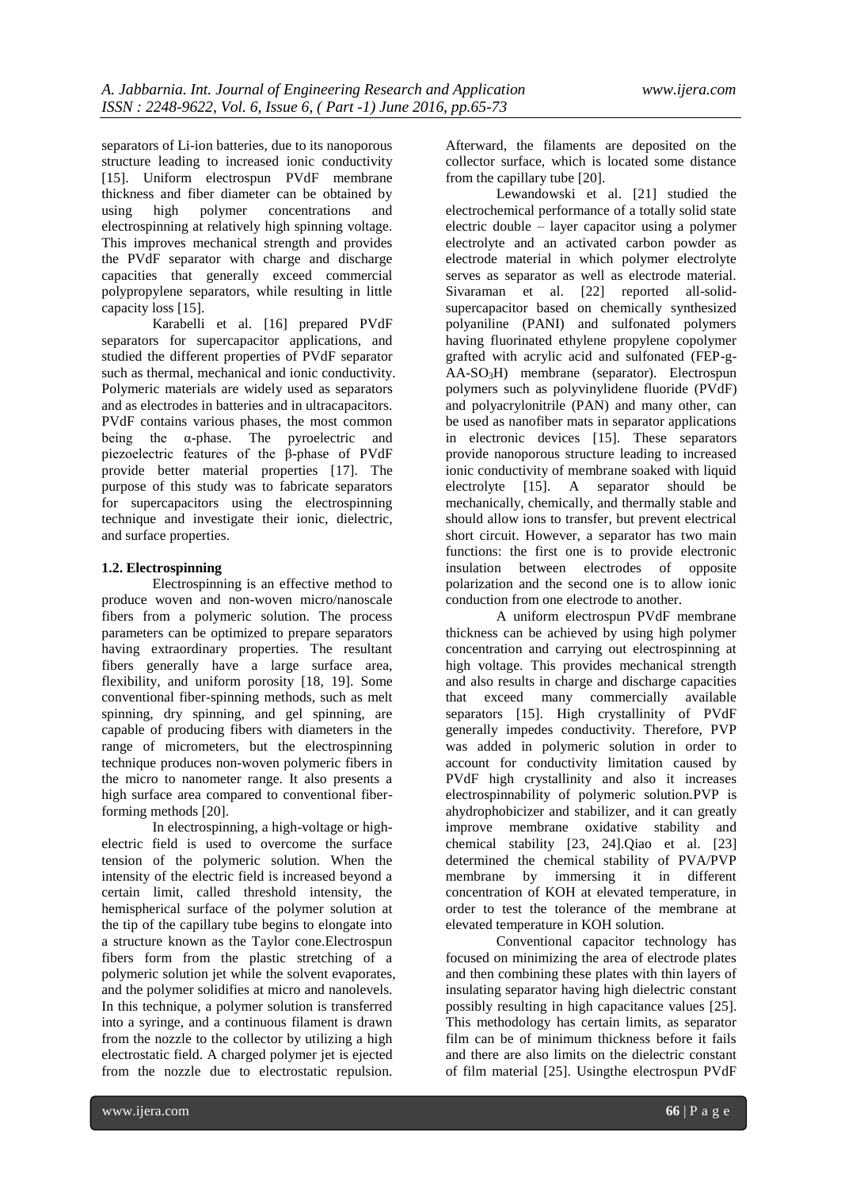separators of Li-ion batteries, due to its nanoporous structure leading to increased ionic conductivity [15]. Uniform electrospun PVdF membrane thickness and fiber diameter can be obtained by using high polymer concentrations and electrospinning at relatively high spinning voltage. This improves mechanical strength and provides the PVdF separator with charge and discharge capacities that generally exceed commercial polypropylene separators, while resulting in little capacity loss [15].

Karabelli et al. [16] prepared PVdF separators for supercapacitor applications, and studied the different properties of PVdF separator such as thermal, mechanical and ionic conductivity. Polymeric materials are widely used as separators and as electrodes in batteries and in ultracapacitors. PVdF contains various phases, the most common being the α-phase. The pyroelectric and piezoelectric features of the β-phase of PVdF provide better material properties [17]. The purpose of this study was to fabricate separators for supercapacitors using the electrospinning technique and investigate their ionic, dielectric, and surface properties.

### 1.2. Electrospinning

Electrospinning is an effective method to produce woven and non-woven micro/nanoscale fibers from a polymeric solution. The process parameters can be optimized to prepare separators having extraordinary properties. The resultant fibers generally have a large surface area, flexibility, and uniform porosity [18, 19]. Some conventional fiber-spinning methods, such as melt spinning, dry spinning, and gel spinning, are capable of producing fibers with diameters in the range of micrometers, but the electrospinning technique produces non-woven polymeric fibers in the micro to nanometer range. It also presents a high surface area compared to conventional fiber-forming methods [20].

In electrospinning, a high-voltage or high-electric field is used to overcome the surface tension of the polymeric solution. When the intensity of the electric field is increased beyond a certain limit, called threshold intensity, the hemispherical surface of the polymer solution at the tip of the capillary tube begins to elongate into a structure known as the Taylor cone.Electrospun fibers form from the plastic stretching of a polymeric solution jet while the solvent evaporates, and the polymer solidifies at micro and nanolevels. In this technique, a polymer solution is transferred into a syringe, and a continuous filament is drawn from the nozzle to the collector by utilizing a high electrostatic field. A charged polymer jet is ejected from the nozzle due to electrostatic repulsion. Afterward, the filaments are deposited on the collector surface, which is located some distance from the capillary tube [20].

Lewandowski et al. [21] studied the electrochemical performance of a totally solid state electric double – layer capacitor using a polymer electrolyte and an activated carbon powder as electrode material in which polymer electrolyte serves as separator as well as electrode material. Sivaraman et al. [22] reported all-solid-supercapacitor based on chemically synthesized polyaniline (PANI) and sulfonated polymers having fluorinated ethylene propylene copolymer grafted with acrylic acid and sulfonated (FEP-g-AA-$SO_3H$) membrane (separator). Electrospun polymers such as polyvinylidene fluoride (PVdF) and polyacrylonitrile (PAN) and many other, can be used as nanofiber mats in separator applications in electronic devices [15]. These separators provide nanoporous structure leading to increased ionic conductivity of membrane soaked with liquid electrolyte [15]. A separator should be mechanically, chemically, and thermally stable and should allow ions to transfer, but prevent electrical short circuit. However, a separator has two main functions: the first one is to provide electronic insulation between electrodes of opposite polarization and the second one is to allow ionic conduction from one electrode to another.

A uniform electrospun PVdF membrane thickness can be achieved by using high polymer concentration and carrying out electrospinning at high voltage. This provides mechanical strength and also results in charge and discharge capacities that exceed many commercially available separators [15]. High crystallinity of PVdF generally impedes conductivity. Therefore, PVP was added in polymeric solution in order to account for conductivity limitation caused by PVdF high crystallinity and also it increases electrospinnability of polymeric solution.PVP is ahydrophobicizer and stabilizer, and it can greatly improve membrane oxidative stability and chemical stability [23, 24].Qiao et al. [23] determined the chemical stability of PVA/PVP membrane by immersing it in different concentration of KOH at elevated temperature, in order to test the tolerance of the membrane at elevated temperature in KOH solution.

Conventional capacitor technology has focused on minimizing the area of electrode plates and then combining these plates with thin layers of insulating separator having high dielectric constant possibly resulting in high capacitance values [25]. This methodology has certain limits, as separator film can be of minimum thickness before it fails and there are also limits on the dielectric constant of film material [25]. Usingthe electrospun PVdF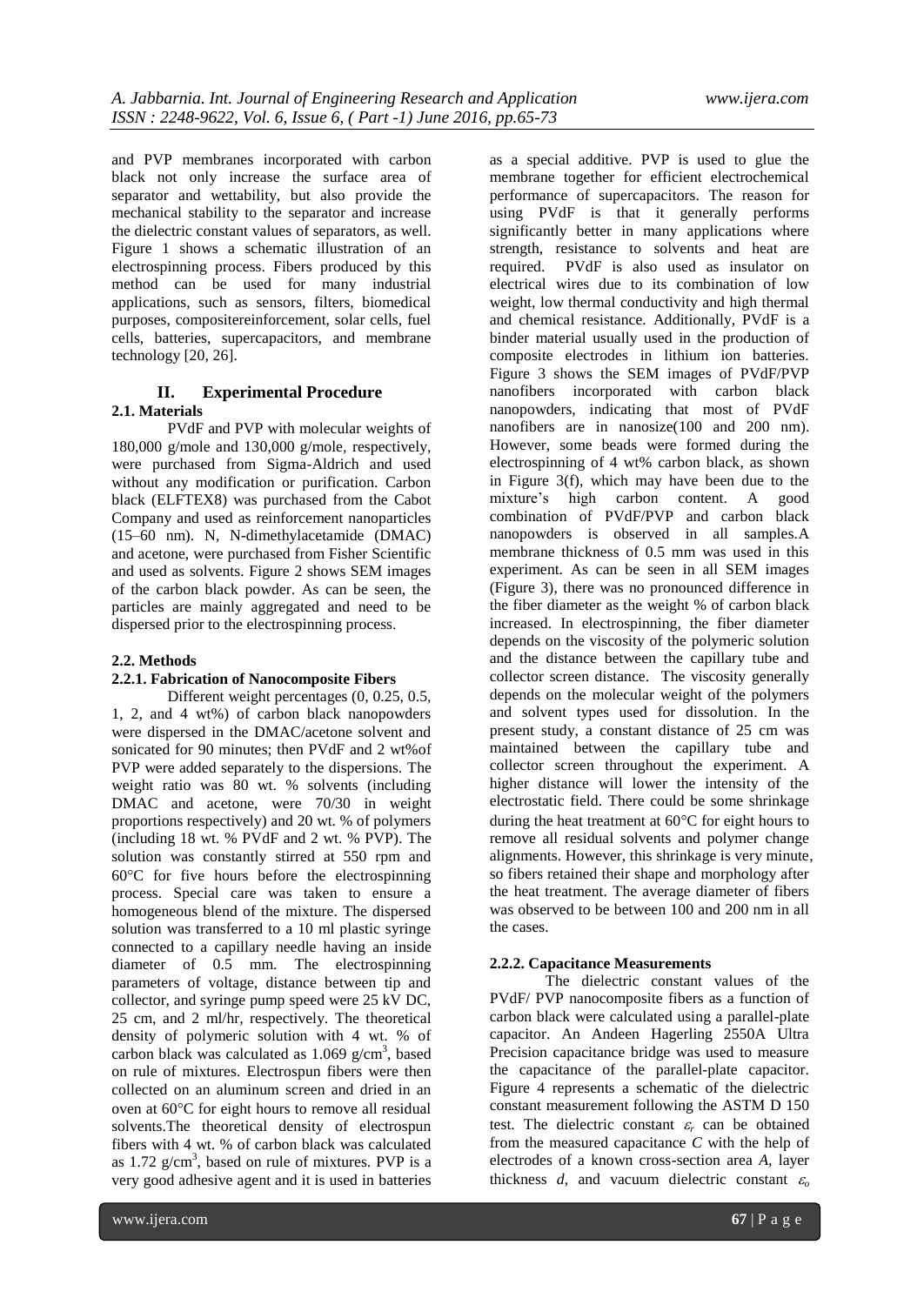and PVP membranes incorporated with carbon black not only increase the surface area of separator and wettability, but also provide the mechanical stability to the separator and increase the dielectric constant values of separators, as well. Figure 1 shows a schematic illustration of an electrospinning process. Fibers produced by this method can be used for many industrial applications, such as sensors, filters, biomedical purposes, compositereinforcement, solar cells, fuel cells, batteries, supercapacitors, and membrane technology [20, 26].

## II. Experimental Procedure

### 2.1. Materials

PVdF and PVP with molecular weights of 180,000 g/mole and 130,000 g/mole, respectively, were purchased from Sigma-Aldrich and used without any modification or purification. Carbon black (ELFTEX8) was purchased from the Cabot Company and used as reinforcement nanoparticles (15–60 nm). N, N-dimethylacetamide (DMAC) and acetone, were purchased from Fisher Scientific and used as solvents. Figure 2 shows SEM images of the carbon black powder. As can be seen, the particles are mainly aggregated and need to be dispersed prior to the electrospinning process.

### 2.2. Methods

#### 2.2.1. Fabrication of Nanocomposite Fibers

Different weight percentages (0, 0.25, 0.5, 1, 2, and 4 wt%) of carbon black nanopowders were dispersed in the DMAC/acetone solvent and sonicated for 90 minutes; then PVdF and 2 wt%of PVP were added separately to the dispersions. The weight ratio was 80 wt. % solvents (including DMAC and acetone, were 70/30 in weight proportions respectively) and 20 wt. % of polymers (including 18 wt. % PVdF and 2 wt. % PVP). The solution was constantly stirred at 550 rpm and 60°C for five hours before the electrospinning process. Special care was taken to ensure a homogeneous blend of the mixture. The dispersed solution was transferred to a 10 ml plastic syringe connected to a capillary needle having an inside diameter of 0.5 mm. The electrospinning parameters of voltage, distance between tip and collector, and syringe pump speed were 25 kV DC, 25 cm, and 2 ml/hr, respectively. The theoretical density of polymeric solution with 4 wt. % of carbon black was calculated as 1.069 g/cm$^3$, based on rule of mixtures. Electrospun fibers were then collected on an aluminum screen and dried in an oven at 60°C for eight hours to remove all residual solvents.The theoretical density of electrospun fibers with 4 wt. % of carbon black was calculated as 1.72 g/cm$^3$, based on rule of mixtures. PVP is a very good adhesive agent and it is used in batteries as a special additive. PVP is used to glue the membrane together for efficient electrochemical performance of supercapacitors. The reason for using PVdF is that it generally performs significantly better in many applications where strength, resistance to solvents and heat are required. PVdF is also used as insulator on electrical wires due to its combination of low weight, low thermal conductivity and high thermal and chemical resistance. Additionally, PVdF is a binder material usually used in the production of composite electrodes in lithium ion batteries. Figure 3 shows the SEM images of PVdF/PVP nanofibers incorporated with carbon black nanopowders, indicating that most of PVdF nanofibers are in nanosize(100 and 200 nm). However, some beads were formed during the electrospinning of 4 wt% carbon black, as shown in Figure 3(f), which may have been due to the mixture's high carbon content. A good combination of PVdF/PVP and carbon black nanopowders is observed in all samples.A membrane thickness of 0.5 mm was used in this experiment. As can be seen in all SEM images (Figure 3), there was no pronounced difference in the fiber diameter as the weight % of carbon black increased. In electrospinning, the fiber diameter depends on the viscosity of the polymeric solution and the distance between the capillary tube and collector screen distance. The viscosity generally depends on the molecular weight of the polymers and solvent types used for dissolution. In the present study, a constant distance of 25 cm was maintained between the capillary tube and collector screen throughout the experiment. A higher distance will lower the intensity of the electrostatic field. There could be some shrinkage during the heat treatment at 60°C for eight hours to remove all residual solvents and polymer change alignments. However, this shrinkage is very minute, so fibers retained their shape and morphology after the heat treatment. The average diameter of fibers was observed to be between 100 and 200 nm in all the cases.

#### 2.2.2. Capacitance Measurements

The dielectric constant values of the PVdF/ PVP nanocomposite fibers as a function of carbon black were calculated using a parallel-plate capacitor. An Andeen Hagerling 2550A Ultra Precision capacitance bridge was used to measure the capacitance of the parallel-plate capacitor. Figure 4 represents a schematic of the dielectric constant measurement following the ASTM D 150 test. The dielectric constant $\varepsilon_r$ can be obtained from the measured capacitance $C$ with the help of electrodes of a known cross-section area $A$, layer thickness $d$, and vacuum dielectric constant $\varepsilon_o$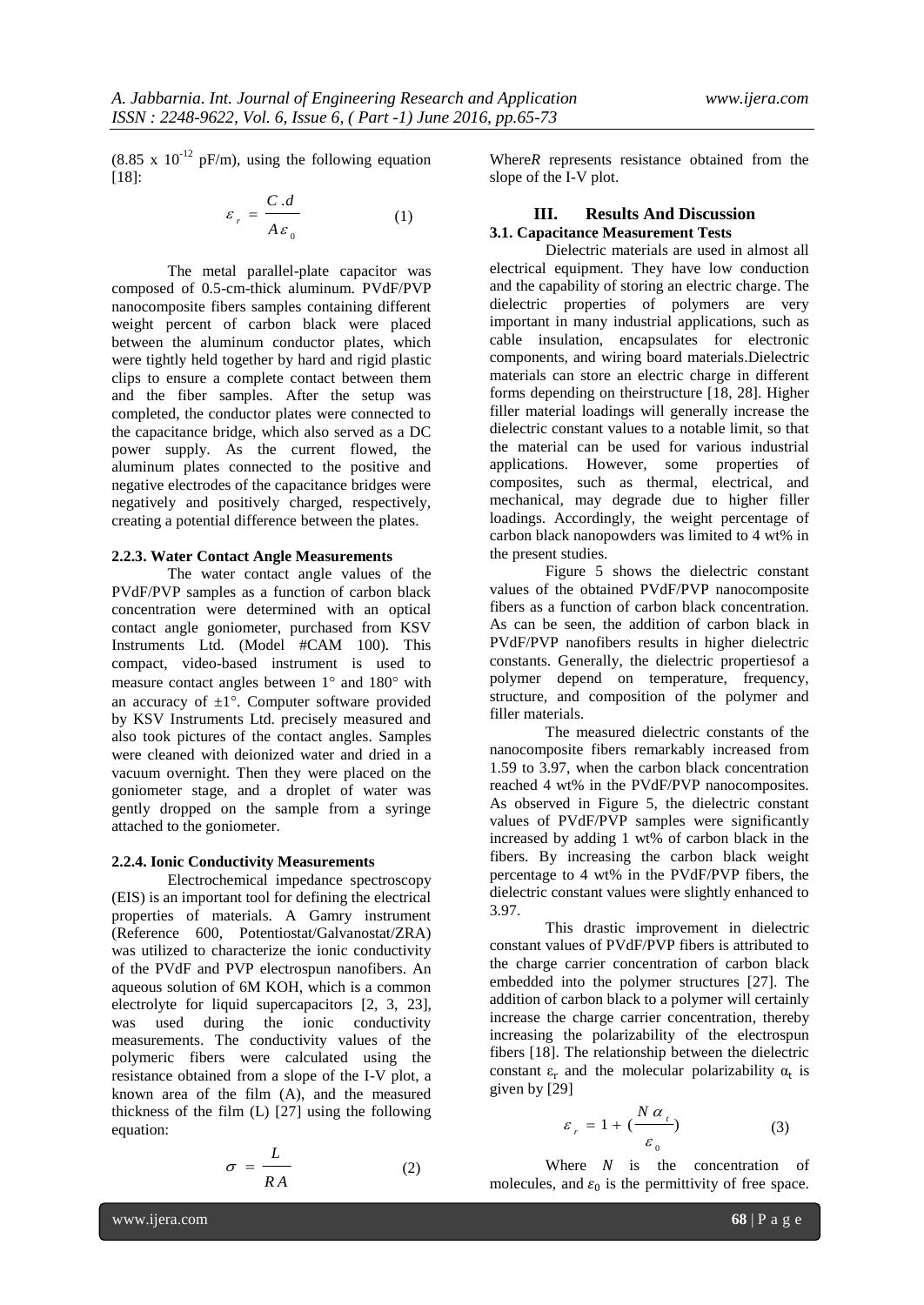(8.85 x $10^{-12}$ pF/m), using the following equation [18]:

$$\varepsilon_r = \frac{C.d}{A\varepsilon_0} \quad (1)$$

The metal parallel-plate capacitor was composed of 0.5-cm-thick aluminum. PVdF/PVP nanocomposite fibers samples containing different weight percent of carbon black were placed between the aluminum conductor plates, which were tightly held together by hard and rigid plastic clips to ensure a complete contact between them and the fiber samples. After the setup was completed, the conductor plates were connected to the capacitance bridge, which also served as a DC power supply. As the current flowed, the aluminum plates connected to the positive and negative electrodes of the capacitance bridges were negatively and positively charged, respectively, creating a potential difference between the plates.

#### 2.2.3. Water Contact Angle Measurements

The water contact angle values of the PVdF/PVP samples as a function of carbon black concentration were determined with an optical contact angle goniometer, purchased from KSV Instruments Ltd. (Model #CAM 100). This compact, video-based instrument is used to measure contact angles between 1° and 180° with an accuracy of ±1°. Computer software provided by KSV Instruments Ltd. precisely measured and also took pictures of the contact angles. Samples were cleaned with deionized water and dried in a vacuum overnight. Then they were placed on the goniometer stage, and a droplet of water was gently dropped on the sample from a syringe attached to the goniometer.

#### 2.2.4. Ionic Conductivity Measurements

Electrochemical impedance spectroscopy (EIS) is an important tool for defining the electrical properties of materials. A Gamry instrument (Reference 600, Potentiostat/Galvanostat/ZRA) was utilized to characterize the ionic conductivity of the PVdF and PVP electrospun nanofibers. An aqueous solution of 6M KOH, which is a common electrolyte for liquid supercapacitors [2, 3, 23], was used during the ionic conductivity measurements. The conductivity values of the polymeric fibers were calculated using the resistance obtained from a slope of the I-V plot, a known area of the film (A), and the measured thickness of the film (L) [27] using the following equation:

$$\sigma = \frac{L}{RA} \quad (2)$$

Where$R$ represents resistance obtained from the slope of the I-V plot.

## III. Results And Discussion

### 3.1. Capacitance Measurement Tests

Dielectric materials are used in almost all electrical equipment. They have low conduction and the capability of storing an electric charge. The dielectric properties of polymers are very important in many industrial applications, such as cable insulation, encapsulates for electronic components, and wiring board materials.Dielectric materials can store an electric charge in different forms depending on theirstructure [18, 28]. Higher filler material loadings will generally increase the dielectric constant values to a notable limit, so that the material can be used for various industrial applications. However, some properties of composites, such as thermal, electrical, and mechanical, may degrade due to higher filler loadings. Accordingly, the weight percentage of carbon black nanopowders was limited to 4 wt% in the present studies.

Figure 5 shows the dielectric constant values of the obtained PVdF/PVP nanocomposite fibers as a function of carbon black concentration. As can be seen, the addition of carbon black in PVdF/PVP nanofibers results in higher dielectric constants. Generally, the dielectric propertiesof a polymer depend on temperature, frequency, structure, and composition of the polymer and filler materials.

The measured dielectric constants of the nanocomposite fibers remarkably increased from 1.59 to 3.97, when the carbon black concentration reached 4 wt% in the PVdF/PVP nanocomposites. As observed in Figure 5, the dielectric constant values of PVdF/PVP samples were significantly increased by adding 1 wt% of carbon black in the fibers. By increasing the carbon black weight percentage to 4 wt% in the PVdF/PVP fibers, the dielectric constant values were slightly enhanced to 3.97.

This drastic improvement in dielectric constant values of PVdF/PVP fibers is attributed to the charge carrier concentration of carbon black embedded into the polymer structures [27]. The addition of carbon black to a polymer will certainly increase the charge carrier concentration, thereby increasing the polarizability of the electrospun fibers [18]. The relationship between the dielectric constant $\varepsilon_r$ and the molecular polarizability $\alpha_t$ is given by [29]

$$\varepsilon_r = 1 + \left(\frac{N\alpha_t}{\varepsilon_0}\right) \quad (3)$$

Where $N$ is the concentration of molecules, and $\varepsilon_0$ is the permittivity of free space.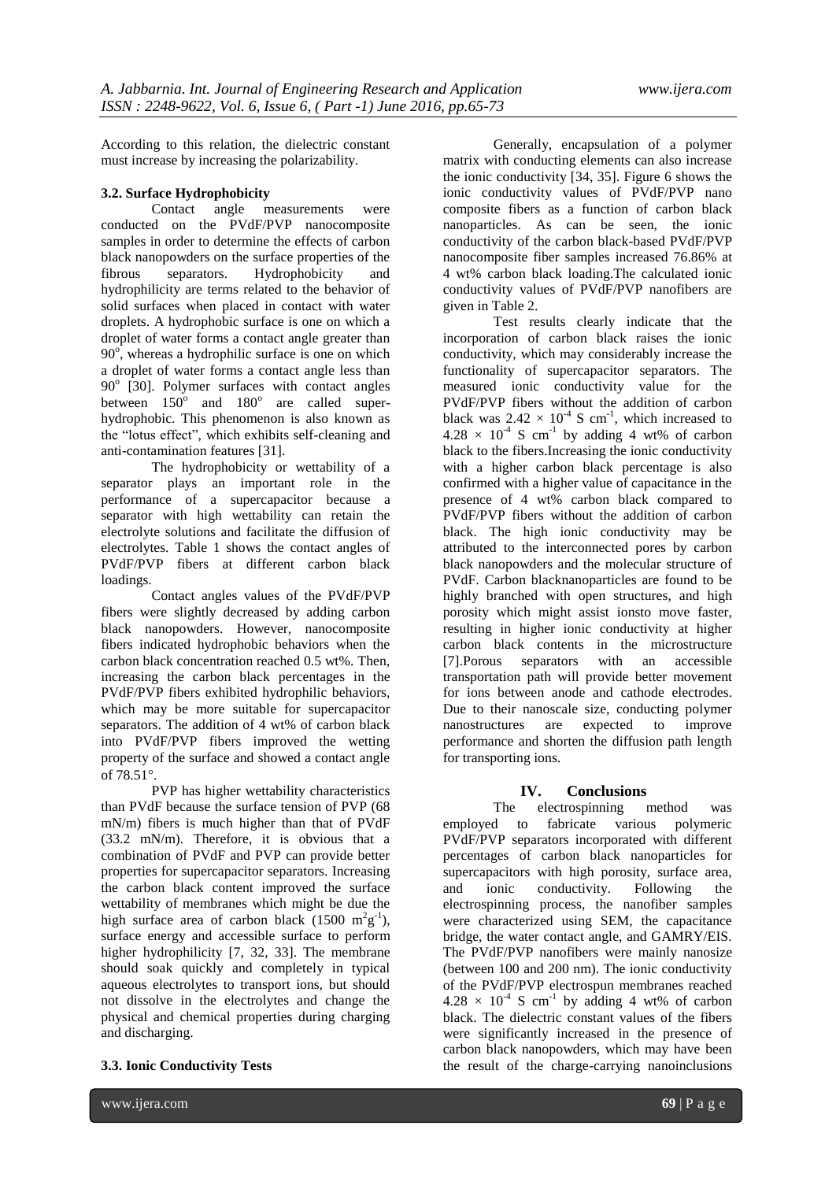According to this relation, the dielectric constant must increase by increasing the polarizability.

### 3.2. Surface Hydrophobicity

Contact angle measurements were conducted on the PVdF/PVP nanocomposite samples in order to determine the effects of carbon black nanopowders on the surface properties of the fibrous separators. Hydrophobicity and hydrophilicity are terms related to the behavior of solid surfaces when placed in contact with water droplets. A hydrophobic surface is one on which a droplet of water forms a contact angle greater than $90^o$, whereas a hydrophilic surface is one on which a droplet of water forms a contact angle less than $90^o$ [30]. Polymer surfaces with contact angles between $150^o$ and $180^o$ are called super-hydrophobic. This phenomenon is also known as the "lotus effect", which exhibits self-cleaning and anti-contamination features [31].

The hydrophobicity or wettability of a separator plays an important role in the performance of a supercapacitor because a separator with high wettability can retain the electrolyte solutions and facilitate the diffusion of electrolytes. Table 1 shows the contact angles of PVdF/PVP fibers at different carbon black loadings.

Contact angles values of the PVdF/PVP fibers were slightly decreased by adding carbon black nanopowders. However, nanocomposite fibers indicated hydrophobic behaviors when the carbon black concentration reached 0.5 wt%. Then, increasing the carbon black percentages in the PVdF/PVP fibers exhibited hydrophilic behaviors, which may be more suitable for supercapacitor separators. The addition of 4 wt% of carbon black into PVdF/PVP fibers improved the wetting property of the surface and showed a contact angle of 78.51°.

PVP has higher wettability characteristics than PVdF because the surface tension of PVP (68 mN/m) fibers is much higher than that of PVdF (33.2 mN/m). Therefore, it is obvious that a combination of PVdF and PVP can provide better properties for supercapacitor separators. Increasing the carbon black content improved the surface wettability of membranes which might be due the high surface area of carbon black ($1500\ m^2g^{-1}$), surface energy and accessible surface to perform higher hydrophilicity [7, 32, 33]. The membrane should soak quickly and completely in typical aqueous electrolytes to transport ions, but should not dissolve in the electrolytes and change the physical and chemical properties during charging and discharging.

### 3.3. Ionic Conductivity Tests

Generally, encapsulation of a polymer matrix with conducting elements can also increase the ionic conductivity [34, 35]. Figure 6 shows the ionic conductivity values of PVdF/PVP nano composite fibers as a function of carbon black nanoparticles. As can be seen, the ionic conductivity of the carbon black-based PVdF/PVP nanocomposite fiber samples increased 76.86% at 4 wt% carbon black loading.The calculated ionic conductivity values of PVdF/PVP nanofibers are given in Table 2.

Test results clearly indicate that the incorporation of carbon black raises the ionic conductivity, which may considerably increase the functionality of supercapacitor separators. The measured ionic conductivity value for the PVdF/PVP fibers without the addition of carbon black was $2.42 \times 10^{-4}$ S cm$^{-1}$, which increased to $4.28 \times 10^{-4}$ S cm$^{-1}$ by adding 4 wt% of carbon black to the fibers.Increasing the ionic conductivity with a higher carbon black percentage is also confirmed with a higher value of capacitance in the presence of 4 wt% carbon black compared to PVdF/PVP fibers without the addition of carbon black. The high ionic conductivity may be attributed to the interconnected pores by carbon black nanopowders and the molecular structure of PVdF. Carbon blacknanoparticles are found to be highly branched with open structures, and high porosity which might assist ionsto move faster, resulting in higher ionic conductivity at higher carbon black contents in the microstructure [7].Porous separators with an accessible transportation path will provide better movement for ions between anode and cathode electrodes. Due to their nanoscale size, conducting polymer nanostructures are expected to improve performance and shorten the diffusion path length for transporting ions.

## IV. Conclusions

The electrospinning method was employed to fabricate various polymeric PVdF/PVP separators incorporated with different percentages of carbon black nanoparticles for supercapacitors with high porosity, surface area, and ionic conductivity. Following the electrospinning process, the nanofiber samples were characterized using SEM, the capacitance bridge, the water contact angle, and GAMRY/EIS. The PVdF/PVP nanofibers were mainly nanosize (between 100 and 200 nm). The ionic conductivity of the PVdF/PVP electrospun membranes reached $4.28 \times 10^{-4}$ S cm$^{-1}$ by adding 4 wt% of carbon black. The dielectric constant values of the fibers were significantly increased in the presence of carbon black nanopowders, which may have been the result of the charge-carrying nanoinclusions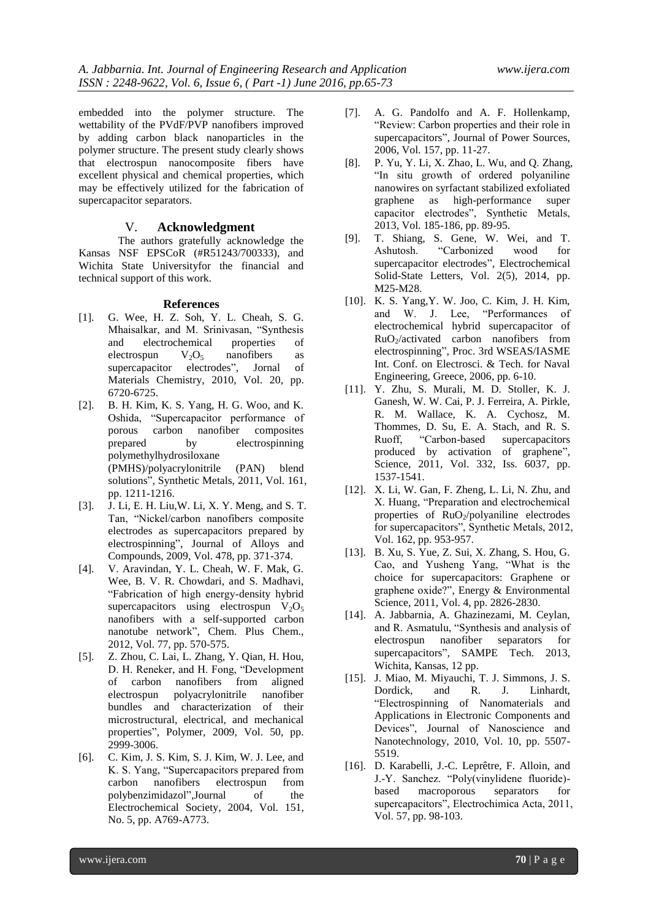embedded into the polymer structure. The wettability of the PVdF/PVP nanofibers improved by adding carbon black nanoparticles in the polymer structure. The present study clearly shows that electrospun nanocomposite fibers have excellent physical and chemical properties, which may be effectively utilized for the fabrication of supercapacitor separators.

## V. Acknowledgment

The authors gratefully acknowledge the Kansas NSF EPSCoR (#R51243/700333), and Wichita State Universityfor the financial and technical support of this work.

### References

[1]. G. Wee, H. Z. Soh, Y. L. Cheah, S. G. Mhaisalkar, and M. Srinivasan, "Synthesis and electrochemical properties of electrospun $V_2O_5$ nanofibers as supercapacitor electrodes", Jornal of Materials Chemistry, 2010, Vol. 20, pp. 6720-6725.

[2]. B. H. Kim, K. S. Yang, H. G. Woo, and K. Oshida, "Supercapacitor performance of porous carbon nanofiber composites prepared by electrospinning polymethylhydrosiloxane (PMHS)/polyacrylonitrile (PAN) blend solutions", Synthetic Metals, 2011, Vol. 161, pp. 1211-1216.

[3]. J. Li, E. H. Liu,W. Li, X. Y. Meng, and S. T. Tan, "Nickel/carbon nanofibers composite electrodes as supercapacitors prepared by electrospinning", Journal of Alloys and Compounds, 2009, Vol. 478, pp. 371-374.

[4]. V. Aravindan, Y. L. Cheah, W. F. Mak, G. Wee, B. V. R. Chowdari, and S. Madhavi, "Fabrication of high energy-density hybrid supercapacitors using electrospun $V_2O_5$ nanofibers with a self-supported carbon nanotube network", Chem. Plus Chem., 2012, Vol. 77, pp. 570-575.

[5]. Z. Zhou, C. Lai, L. Zhang, Y. Qian, H. Hou, D. H. Reneker, and H. Fong, "Development of carbon nanofibers from aligned electrospun polyacrylonitrile nanofiber bundles and characterization of their microstructural, electrical, and mechanical properties", Polymer, 2009, Vol. 50, pp. 2999-3006.

[6]. C. Kim, J. S. Kim, S. J. Kim, W. J. Lee, and K. S. Yang, "Supercapacitors prepared from carbon nanofibers electrospun from polybenzimidazol",Journal of the Electrochemical Society, 2004, Vol. 151, No. 5, pp. A769-A773.

[7]. A. G. Pandolfo and A. F. Hollenkamp, "Review: Carbon properties and their role in supercapacitors", Journal of Power Sources, 2006, Vol. 157, pp. 11-27.

[8]. P. Yu, Y. Li, X. Zhao, L. Wu, and Q. Zhang, "In situ growth of ordered polyaniline nanowires on syrfactant stabilized exfoliated graphene as high-performance super capacitor electrodes", Synthetic Metals, 2013, Vol. 185-186, pp. 89-95.

[9]. T. Shiang, S. Gene, W. Wei, and T. Ashutosh. "Carbonized wood for supercapacitor electrodes", Electrochemical Solid-State Letters, Vol. 2(5), 2014, pp. M25-M28.

[10]. K. S. Yang,Y. W. Joo, C. Kim, J. H. Kim, and W. J. Lee, "Performances of electrochemical hybrid supercapacitor of $RuO_2$/activated carbon nanofibers from electrospinning", Proc. 3rd WSEAS/IASME Int. Conf. on Electrosci. & Tech. for Naval Engineering, Greece, 2006, pp. 6-10.

[11]. Y. Zhu, S. Murali, M. D. Stoller, K. J. Ganesh, W. W. Cai, P. J. Ferreira, A. Pirkle, R. M. Wallace, K. A. Cychosz, M. Thommes, D. Su, E. A. Stach, and R. S. Ruoff, "Carbon-based supercapacitors produced by activation of graphene", Science, 2011, Vol. 332, Iss. 6037, pp. 1537-1541.

[12]. X. Li, W. Gan, F. Zheng, L. Li, N. Zhu, and X. Huang, "Preparation and electrochemical properties of $RuO_2$/polyaniline electrodes for supercapacitors", Synthetic Metals, 2012, Vol. 162, pp. 953-957.

[13]. B. Xu, S. Yue, Z. Sui, X. Zhang, S. Hou, G. Cao, and Yusheng Yang, "What is the choice for supercapacitors: Graphene or graphene oxide?", Energy & Environmental Science, 2011, Vol. 4, pp. 2826-2830.

[14]. A. Jabbarnia, A. Ghazinezami, M. Ceylan, and R. Asmatulu, "Synthesis and analysis of electrospun nanofiber separators for supercapacitors", SAMPE Tech. 2013, Wichita, Kansas, 12 pp.

[15]. J. Miao, M. Miyauchi, T. J. Simmons, J. S. Dordick, and R. J. Linhardt, "Electrospinning of Nanomaterials and Applications in Electronic Components and Devices", Journal of Nanoscience and Nanotechnology, 2010, Vol. 10, pp. 5507-5519.

[16]. D. Karabelli, J.-C. Leprêtre, F. Alloin, and J.-Y. Sanchez. "Poly(vinylidene fluoride)-based macroporous separators for supercapacitors", Electrochimica Acta, 2011, Vol. 57, pp. 98-103.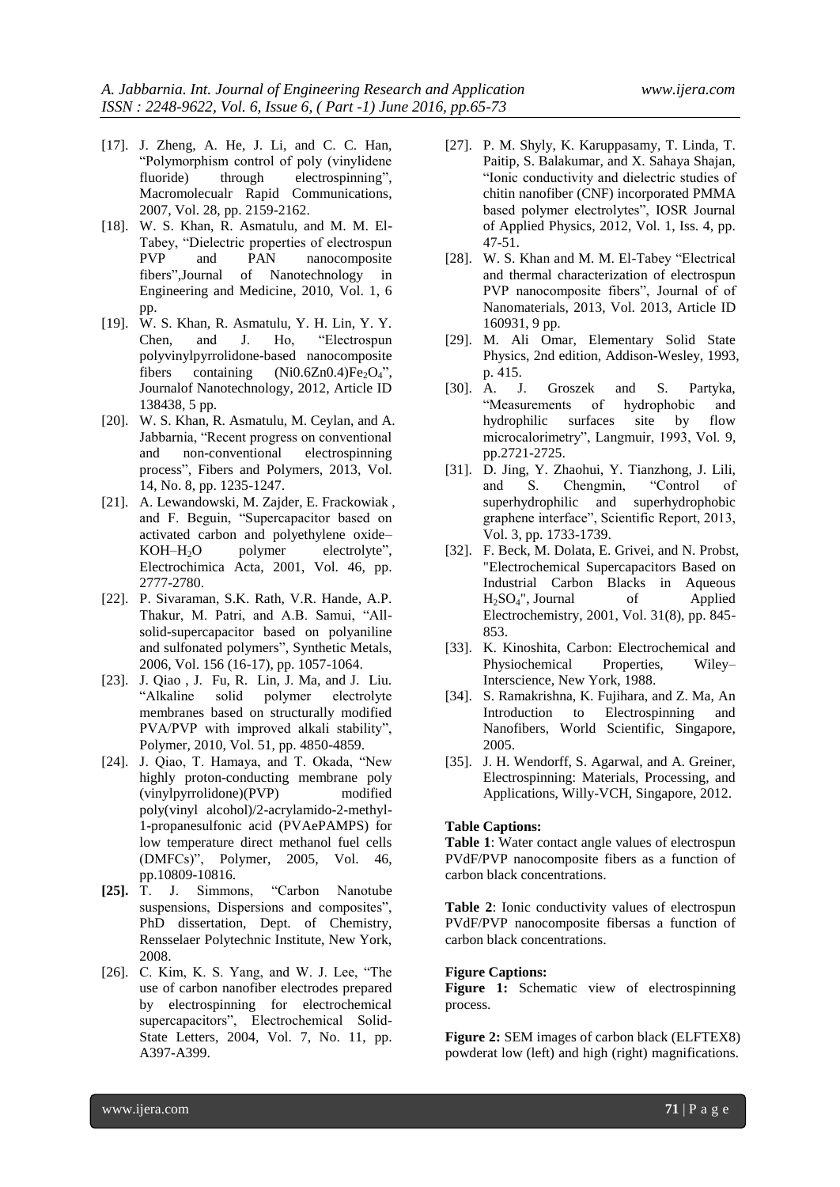[17]. J. Zheng, A. He, J. Li, and C. C. Han, "Polymorphism control of poly (vinylidene fluoride) through electrospinning", Macromolecualr Rapid Communications, 2007, Vol. 28, pp. 2159-2162.

[18]. W. S. Khan, R. Asmatulu, and M. M. El-Tabey, "Dielectric properties of electrospun PVP and PAN nanocomposite fibers",Journal of Nanotechnology in Engineering and Medicine, 2010, Vol. 1, 6 pp.

[19]. W. S. Khan, R. Asmatulu, Y. H. Lin, Y. Y. Chen, and J. Ho, "Electrospun polyvinylpyrrolidone-based nanocomposite fibers containing (Ni0.6Zn0.4)$Fe_2O_4$", Journalof Nanotechnology, 2012, Article ID 138438, 5 pp.

[20]. W. S. Khan, R. Asmatulu, M. Ceylan, and A. Jabbarnia, "Recent progress on conventional and non-conventional electrospinning process", Fibers and Polymers, 2013, Vol. 14, No. 8, pp. 1235-1247.

[21]. A. Lewandowski, M. Zajder, E. Frackowiak , and F. Beguin, "Supercapacitor based on activated carbon and polyethylene oxide–KOH–$H_2O$ polymer electrolyte", Electrochimica Acta, 2001, Vol. 46, pp. 2777-2780.

[22]. P. Sivaraman, S.K. Rath, V.R. Hande, A.P. Thakur, M. Patri, and A.B. Samui, "All-solid-supercapacitor based on polyaniline and sulfonated polymers", Synthetic Metals, 2006, Vol. 156 (16-17), pp. 1057-1064.

[23]. J. Qiao , J. Fu, R. Lin, J. Ma, and J. Liu. "Alkaline solid polymer electrolyte membranes based on structurally modified PVA/PVP with improved alkali stability", Polymer, 2010, Vol. 51, pp. 4850-4859.

[24]. J. Qiao, T. Hamaya, and T. Okada, "New highly proton-conducting membrane poly (vinylpyrrolidone)(PVP) modified poly(vinyl alcohol)/2-acrylamido-2-methyl-1-propanesulfonic acid (PVAePAMPS) for low temperature direct methanol fuel cells (DMFCs)", Polymer, 2005, Vol. 46, pp.10809-10816.

**[25].** T. J. Simmons, "Carbon Nanotube suspensions, Dispersions and composites", PhD dissertation, Dept. of Chemistry, Rensselaer Polytechnic Institute, New York, 2008.

[26]. C. Kim, K. S. Yang, and W. J. Lee, "The use of carbon nanofiber electrodes prepared by electrospinning for electrochemical supercapacitors", Electrochemical Solid-State Letters, 2004, Vol. 7, No. 11, pp. A397-A399.

[27]. P. M. Shyly, K. Karuppasamy, T. Linda, T. Paitip, S. Balakumar, and X. Sahaya Shajan, "Ionic conductivity and dielectric studies of chitin nanofiber (CNF) incorporated PMMA based polymer electrolytes", IOSR Journal of Applied Physics, 2012, Vol. 1, Iss. 4, pp. 47-51.

[28]. W. S. Khan and M. M. El-Tabey "Electrical and thermal characterization of electrospun PVP nanocomposite fibers", Journal of of Nanomaterials, 2013, Vol. 2013, Article ID 160931, 9 pp.

[29]. M. Ali Omar, Elementary Solid State Physics, 2nd edition, Addison-Wesley, 1993, p. 415.

[30]. A. J. Groszek and S. Partyka, "Measurements of hydrophobic and hydrophilic surfaces site by flow microcalorimetry", Langmuir, 1993, Vol. 9, pp.2721-2725.

[31]. D. Jing, Y. Zhaohui, Y. Tianzhong, J. Lili, and S. Chengmin, "Control of superhydrophilic and superhydrophobic graphene interface", Scientific Report, 2013, Vol. 3, pp. 1733-1739.

[32]. F. Beck, M. Dolata, E. Grivei, and N. Probst, "Electrochemical Supercapacitors Based on Industrial Carbon Blacks in Aqueous $H_2SO_4$", Journal of Applied Electrochemistry, 2001, Vol. 31(8), pp. 845-853.

[33]. K. Kinoshita, Carbon: Electrochemical and Physiochemical Properties, Wiley–Interscience, New York, 1988.

[34]. S. Ramakrishna, K. Fujihara, and Z. Ma, An Introduction to Electrospinning and Nanofibers, World Scientific, Singapore, 2005.

[35]. J. H. Wendorff, S. Agarwal, and A. Greiner, Electrospinning: Materials, Processing, and Applications, Willy-VCH, Singapore, 2012.

**Table Captions:**

**Table 1**: Water contact angle values of electrospun PVdF/PVP nanocomposite fibers as a function of carbon black concentrations.

**Table 2**: Ionic conductivity values of electrospun PVdF/PVP nanocomposite fibersas a function of carbon black concentrations.

**Figure Captions:**

**Figure 1:** Schematic view of electrospinning process.

**Figure 2:** SEM images of carbon black (ELFTEX8) powderat low (left) and high (right) magnifications.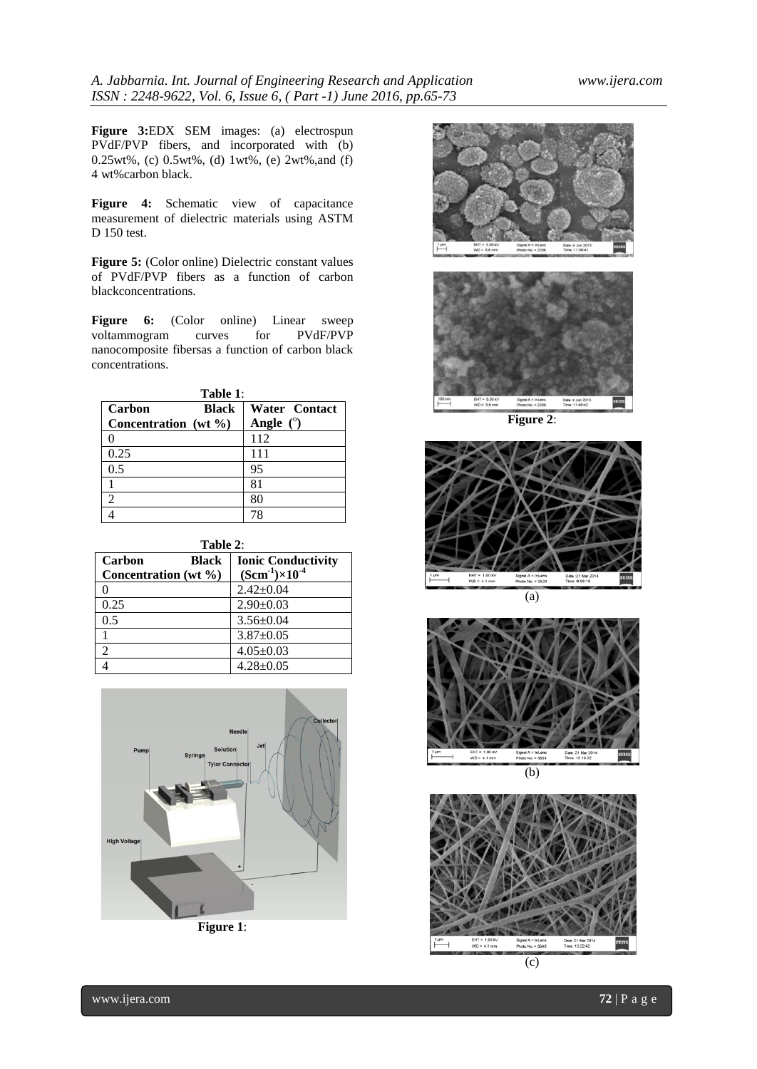**Figure 3:** EDX SEM images: (a) electrospun PVdF/PVP fibers, and incorporated with (b) 0.25wt%, (c) 0.5wt%, (d) 1wt%, (e) 2wt%, and (f) 4 wt% carbon black.

**Figure 4:** Schematic view of capacitance measurement of dielectric materials using ASTM D 150 test.

**Figure 5:** (Color online) Dielectric constant values of PVdF/PVP fibers as a function of carbon black concentrations.

**Figure 6:** (Color online) Linear sweep voltammogram curves for PVdF/PVP nanocomposite fibers as a function of carbon black concentrations.

**Table 1**:

| Carbon Black Concentration (wt %) | Water Contact Angle ($^o$) |
|---|---|
| 0 | 112 |
| 0.25 | 111 |
| 0.5 | 95 |
| 1 | 81 |
| 2 | 80 |
| 4 | 78 |

**Table 2**:

| Carbon Black Concentration (wt %) | Ionic Conductivity $(Scm^{-1})\times10^{-4}$ |
|---|---|
| 0 | 2.42±0.04 |
| 0.25 | 2.90±0.03 |
| 0.5 | 3.56±0.04 |
| 1 | 3.87±0.05 |
| 2 | 4.05±0.03 |
| 4 | 4.28±0.05 |

**Figure 1**:

**Figure 2**:

(a)

(b)

(c)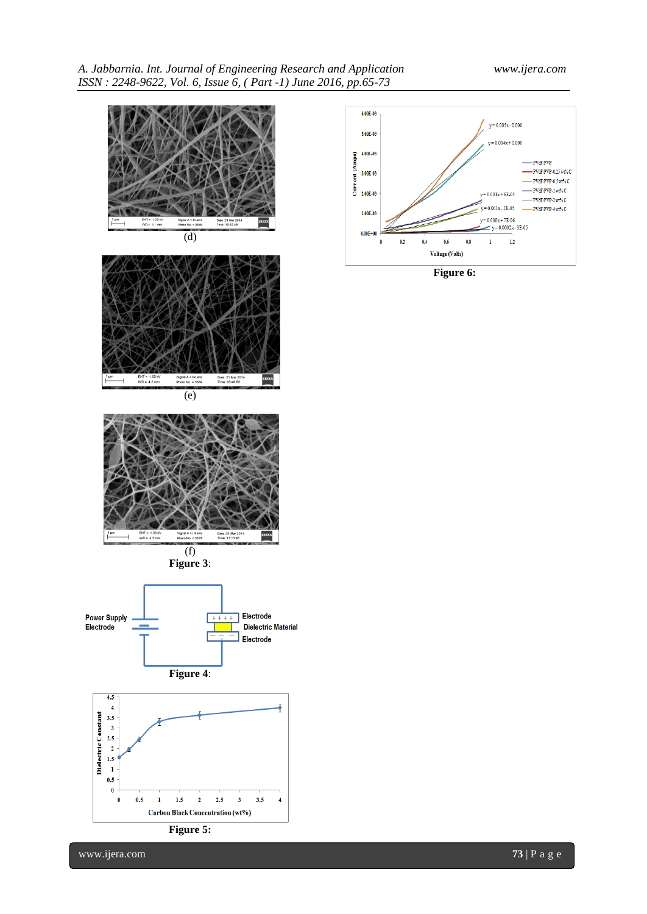(d)

(e)

(f)

**Figure 3**:

Power Supply
Electrode

Electrode
Dielectric Material
Electrode

**Figure 4**:

Dielectric Constant

Carbon Black Concentration (wt%)

**Figure 5:**

y = 0.005x - 0.000
y = 0.004x + 0.000
y = 0.001x + 6E-05
y = 0.001x - 2E-05
y = 0.000x + 7E-06
y = 0.0002x - 3E-05

PVdF/PVP
PVdF/PVP-0.25 wt% C
PVdF/PVP-0.5 wt% C
PVdF/PVP-1 wt% C
PVdF/PVP-2 wt% C
PVdF/PVP-4 wt% C

Current (Amps)

Voltage (Volts)

**Figure 6:**